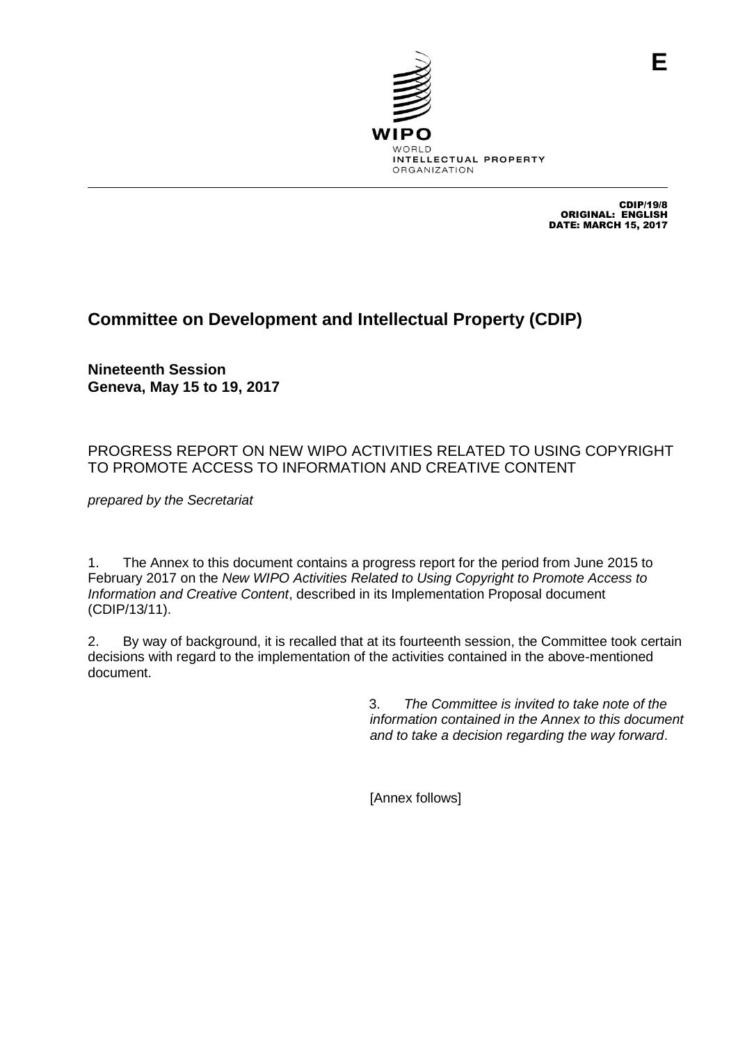E

WIPO
WORLD
INTELLECTUAL PROPERTY
ORGANIZATION

CDIP/19/8
ORIGINAL: ENGLISH
DATE: MARCH 15, 2017

# Committee on Development and Intellectual Property (CDIP)

**Nineteenth Session**
**Geneva, May 15 to 19, 2017**

## PROGRESS REPORT ON NEW WIPO ACTIVITIES RELATED TO USING COPYRIGHT TO PROMOTE ACCESS TO INFORMATION AND CREATIVE CONTENT

*prepared by the Secretariat*

1. The Annex to this document contains a progress report for the period from June 2015 to February 2017 on the *New WIPO Activities Related to Using Copyright to Promote Access to Information and Creative Content*, described in its Implementation Proposal document (CDIP/13/11).

2. By way of background, it is recalled that at its fourteenth session, the Committee took certain decisions with regard to the implementation of the activities contained in the above-mentioned document.

3. *The Committee is invited to take note of the information contained in the Annex to this document and to take a decision regarding the way forward*.

[Annex follows]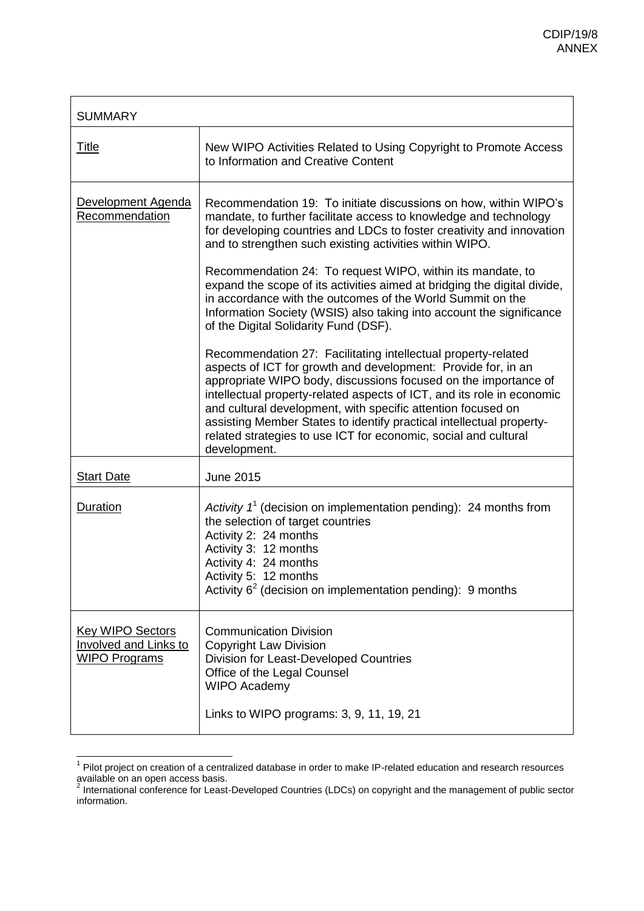| SUMMARY | |
|---|---|
| Title | New WIPO Activities Related to Using Copyright to Promote Access to Information and Creative Content |
| Development Agenda Recommendation | Recommendation 19: To initiate discussions on how, within WIPO's mandate, to further facilitate access to knowledge and technology for developing countries and LDCs to foster creativity and innovation and to strengthen such existing activities within WIPO.<br><br>Recommendation 24: To request WIPO, within its mandate, to expand the scope of its activities aimed at bridging the digital divide, in accordance with the outcomes of the World Summit on the Information Society (WSIS) also taking into account the significance of the Digital Solidarity Fund (DSF).<br><br>Recommendation 27: Facilitating intellectual property-related aspects of ICT for growth and development: Provide for, in an appropriate WIPO body, discussions focused on the importance of intellectual property-related aspects of ICT, and its role in economic and cultural development, with specific attention focused on assisting Member States to identify practical intellectual property-related strategies to use ICT for economic, social and cultural development. |
| Start Date | June 2015 |
| Duration | *Activity 1*[1] (decision on implementation pending): 24 months from the selection of target countries<br>Activity 2: 24 months<br>Activity 3: 12 months<br>Activity 4: 24 months<br>Activity 5: 12 months<br>Activity 6[2] (decision on implementation pending): 9 months |
| Key WIPO Sectors Involved and Links to WIPO Programs | Communication Division<br>Copyright Law Division<br>Division for Least-Developed Countries<br>Office of the Legal Counsel<br>WIPO Academy<br><br>Links to WIPO programs: 3, 9, 11, 19, 21 |

[1] Pilot project on creation of a centralized database in order to make IP-related education and research resources available on an open access basis.

[2] International conference for Least-Developed Countries (LDCs) on copyright and the management of public sector information.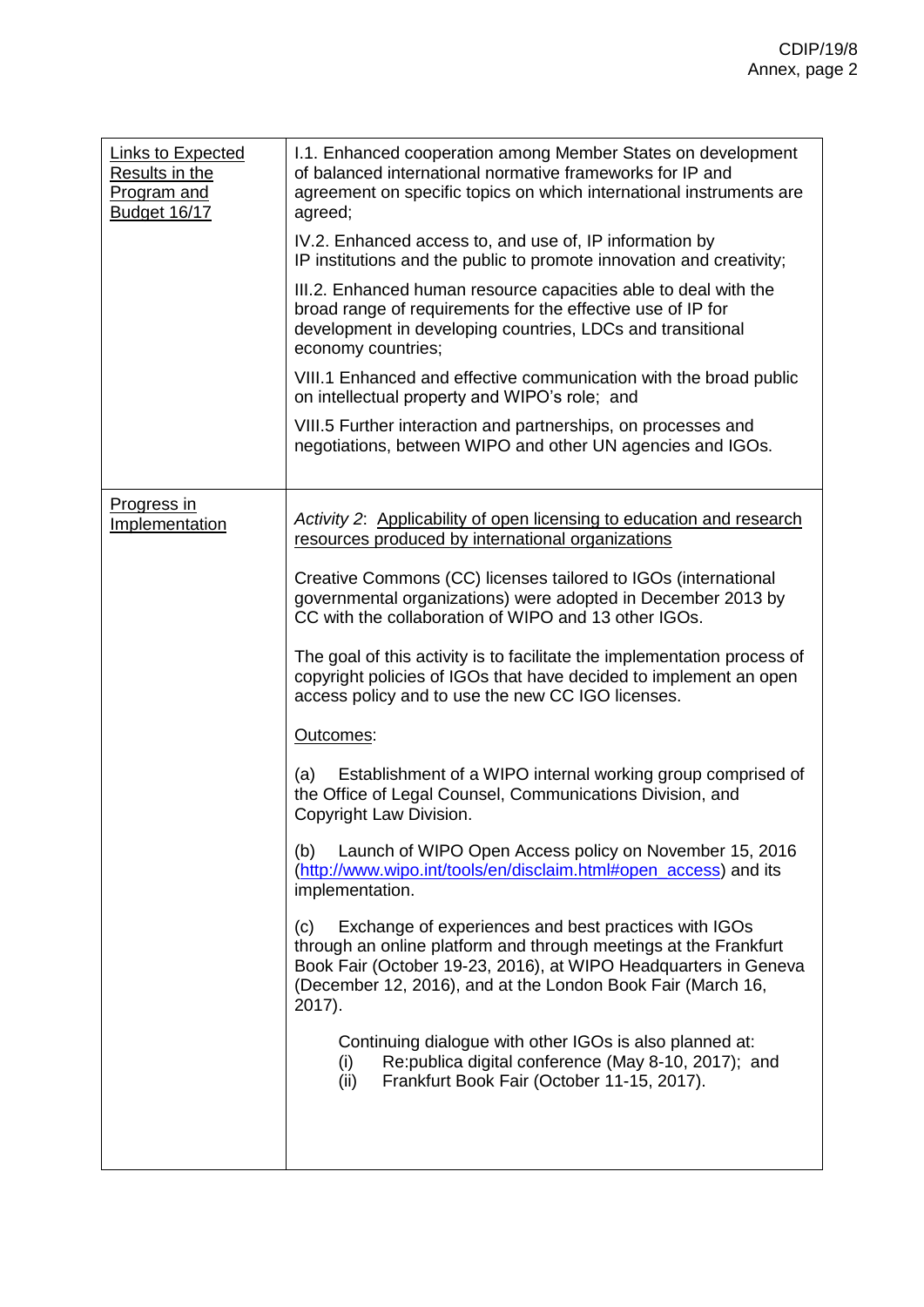| Links to Expected Results in the Program and Budget 16/17 | I.1. Enhanced cooperation among Member States on development of balanced international normative frameworks for IP and agreement on specific topics on which international instruments are agreed;<br><br>IV.2. Enhanced access to, and use of, IP information by IP institutions and the public to promote innovation and creativity;<br><br>III.2. Enhanced human resource capacities able to deal with the broad range of requirements for the effective use of IP for development in developing countries, LDCs and transitional economy countries;<br><br>VIII.1 Enhanced and effective communication with the broad public on intellectual property and WIPO's role; and<br><br>VIII.5 Further interaction and partnerships, on processes and negotiations, between WIPO and other UN agencies and IGOs. |
|---|---|
| Progress in Implementation | *Activity 2*: Applicability of open licensing to education and research resources produced by international organizations<br><br>Creative Commons (CC) licenses tailored to IGOs (international governmental organizations) were adopted in December 2013 by CC with the collaboration of WIPO and 13 other IGOs.<br><br>The goal of this activity is to facilitate the implementation process of copyright policies of IGOs that have decided to implement an open access policy and to use the new CC IGO licenses.<br><br>Outcomes:<br><br>(a) Establishment of a WIPO internal working group comprised of the Office of Legal Counsel, Communications Division, and Copyright Law Division.<br><br>(b) Launch of WIPO Open Access policy on November 15, 2016 (http://www.wipo.int/tools/en/disclaim.html#open_access) and its implementation.<br><br>(c) Exchange of experiences and best practices with IGOs through an online platform and through meetings at the Frankfurt Book Fair (October 19-23, 2016), at WIPO Headquarters in Geneva (December 12, 2016), and at the London Book Fair (March 16, 2017).<br><br>Continuing dialogue with other IGOs is also planned at:<br>(i) Re:publica digital conference (May 8-10, 2017); and<br>(ii) Frankfurt Book Fair (October 11-15, 2017). |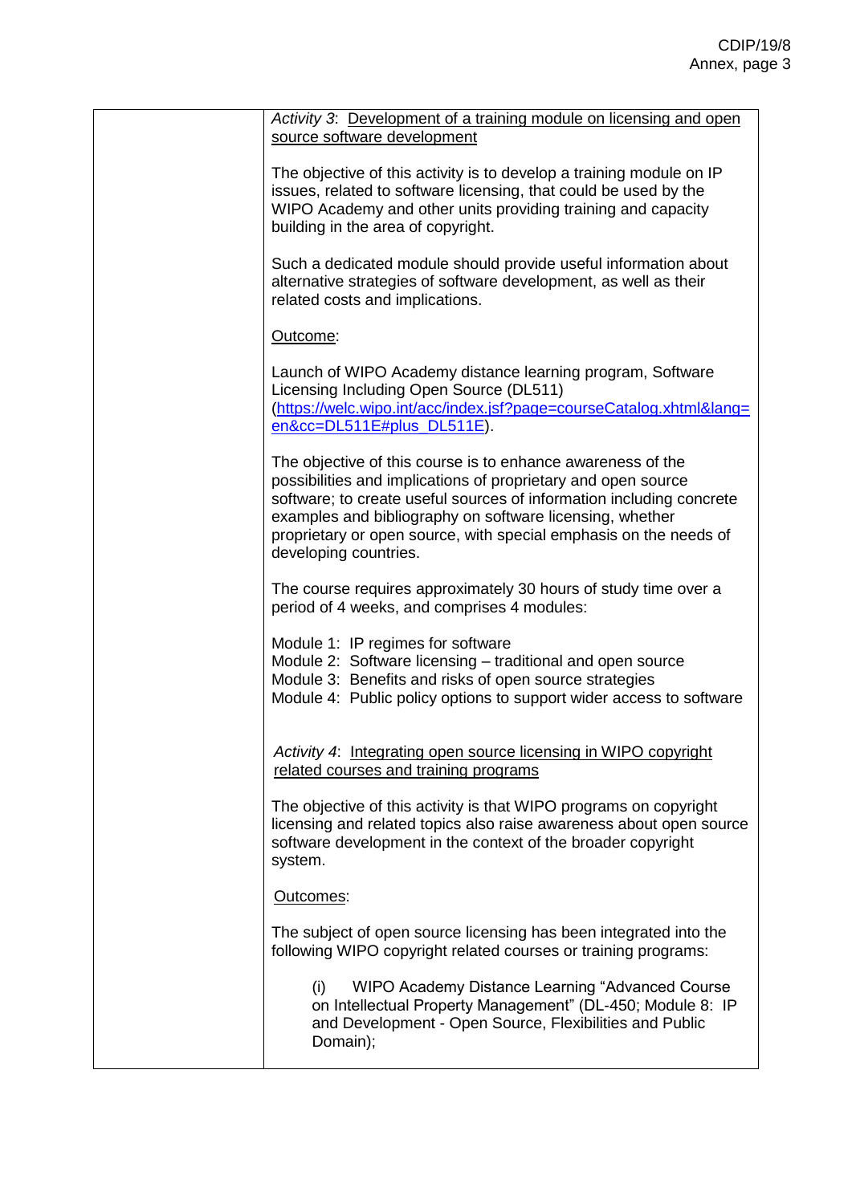| | |
|---|---|
| | *Activity 3*: Development of a training module on licensing and open source software development<br><br>The objective of this activity is to develop a training module on IP issues, related to software licensing, that could be used by the WIPO Academy and other units providing training and capacity building in the area of copyright.<br><br>Such a dedicated module should provide useful information about alternative strategies of software development, as well as their related costs and implications.<br><br>Outcome:<br><br>Launch of WIPO Academy distance learning program, Software Licensing Including Open Source (DL511) (https://welc.wipo.int/acc/index.jsf?page=courseCatalog.xhtml&lang=en&cc=DL511E#plus_DL511E).<br><br>The objective of this course is to enhance awareness of the possibilities and implications of proprietary and open source software; to create useful sources of information including concrete examples and bibliography on software licensing, whether proprietary or open source, with special emphasis on the needs of developing countries.<br><br>The course requires approximately 30 hours of study time over a period of 4 weeks, and comprises 4 modules:<br><br>Module 1: IP regimes for software<br>Module 2: Software licensing – traditional and open source<br>Module 3: Benefits and risks of open source strategies<br>Module 4: Public policy options to support wider access to software<br><br>*Activity 4*: Integrating open source licensing in WIPO copyright related courses and training programs<br><br>The objective of this activity is that WIPO programs on copyright licensing and related topics also raise awareness about open source software development in the context of the broader copyright system.<br><br>Outcomes:<br><br>The subject of open source licensing has been integrated into the following WIPO copyright related courses or training programs:<br><br>(i) WIPO Academy Distance Learning "Advanced Course on Intellectual Property Management" (DL-450; Module 8: IP and Development - Open Source, Flexibilities and Public Domain); |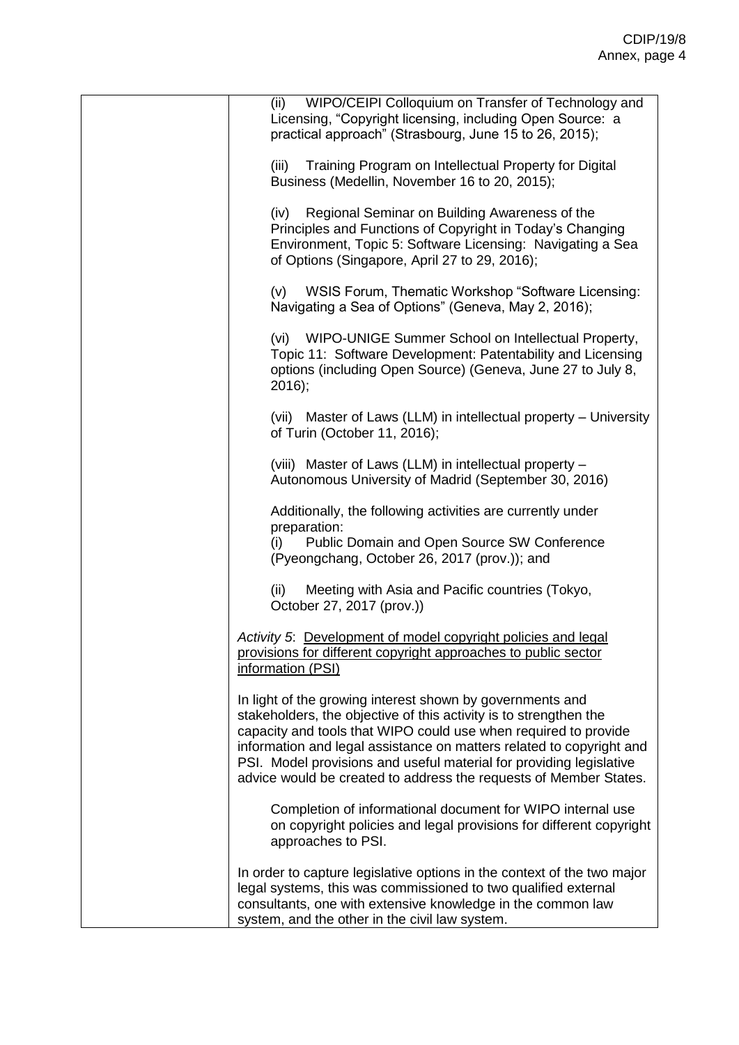| | |
|---|---|
| | (ii) WIPO/CEIPI Colloquium on Transfer of Technology and Licensing, "Copyright licensing, including Open Source: a practical approach" (Strasbourg, June 15 to 26, 2015);<br><br>(iii) Training Program on Intellectual Property for Digital Business (Medellin, November 16 to 20, 2015);<br><br>(iv) Regional Seminar on Building Awareness of the Principles and Functions of Copyright in Today's Changing Environment, Topic 5: Software Licensing: Navigating a Sea of Options (Singapore, April 27 to 29, 2016);<br><br>(v) WSIS Forum, Thematic Workshop "Software Licensing: Navigating a Sea of Options" (Geneva, May 2, 2016);<br><br>(vi) WIPO-UNIGE Summer School on Intellectual Property, Topic 11: Software Development: Patentability and Licensing options (including Open Source) (Geneva, June 27 to July 8, 2016);<br><br>(vii) Master of Laws (LLM) in intellectual property – University of Turin (October 11, 2016);<br><br>(viii) Master of Laws (LLM) in intellectual property – Autonomous University of Madrid (September 30, 2016)<br><br>Additionally, the following activities are currently under preparation:<br>(i) Public Domain and Open Source SW Conference (Pyeongchang, October 26, 2017 (prov.)); and<br><br>(ii) Meeting with Asia and Pacific countries (Tokyo, October 27, 2017 (prov.))<br><br>*Activity 5*: Development of model copyright policies and legal provisions for different copyright approaches to public sector information (PSI)<br><br>In light of the growing interest shown by governments and stakeholders, the objective of this activity is to strengthen the capacity and tools that WIPO could use when required to provide information and legal assistance on matters related to copyright and PSI. Model provisions and useful material for providing legislative advice would be created to address the requests of Member States.<br><br>Completion of informational document for WIPO internal use on copyright policies and legal provisions for different copyright approaches to PSI.<br><br>In order to capture legislative options in the context of the two major legal systems, this was commissioned to two qualified external consultants, one with extensive knowledge in the common law system, and the other in the civil law system. |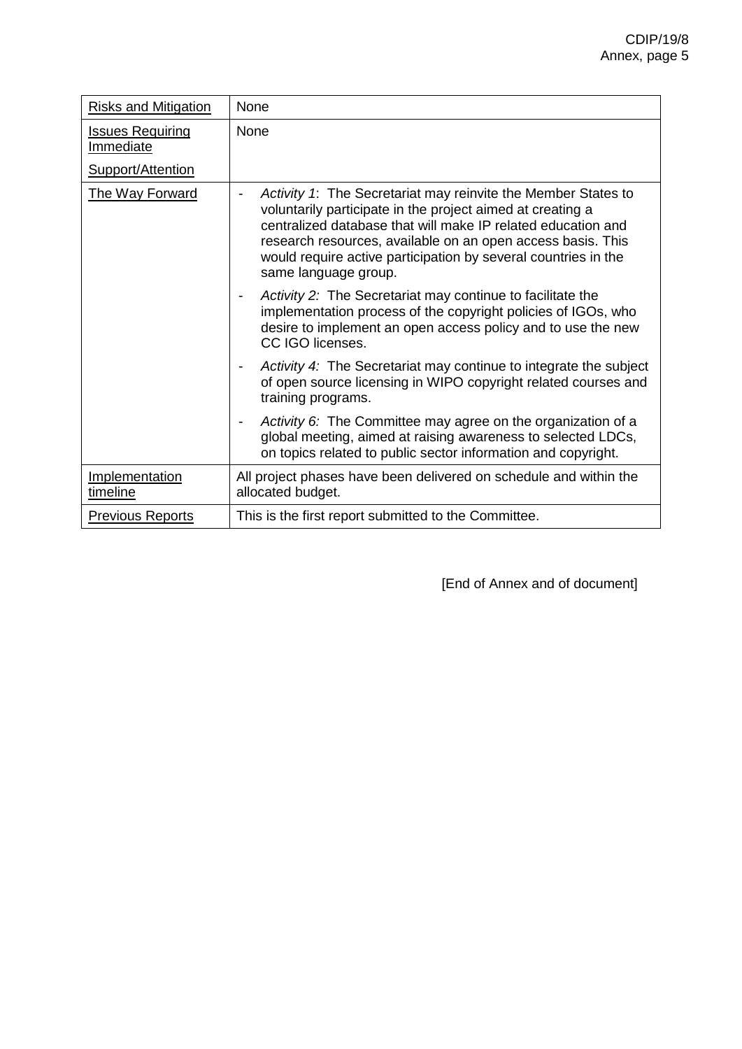| | |
|---|---|
| Risks and Mitigation | None |
| Issues Requiring Immediate Support/Attention | None |
| The Way Forward | - *Activity 1*: The Secretariat may reinvite the Member States to voluntarily participate in the project aimed at creating a centralized database that will make IP related education and research resources, available on an open access basis. This would require active participation by several countries in the same language group.<br>- *Activity 2:* The Secretariat may continue to facilitate the implementation process of the copyright policies of IGOs, who desire to implement an open access policy and to use the new CC IGO licenses.<br>- *Activity 4:* The Secretariat may continue to integrate the subject of open source licensing in WIPO copyright related courses and training programs.<br>- *Activity 6:* The Committee may agree on the organization of a global meeting, aimed at raising awareness to selected LDCs, on topics related to public sector information and copyright. |
| Implementation timeline | All project phases have been delivered on schedule and within the allocated budget. |
| Previous Reports | This is the first report submitted to the Committee. |

[End of Annex and of document]